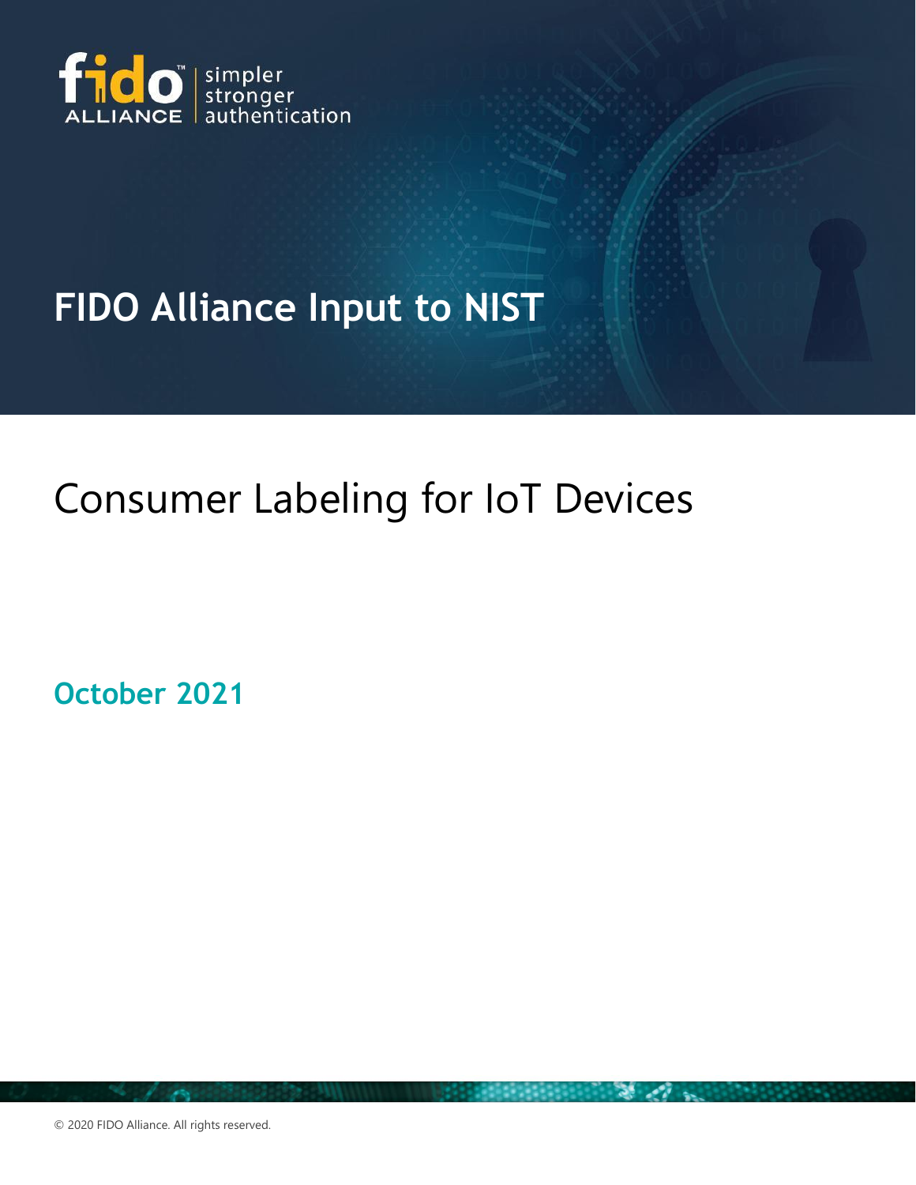fido ALLIANCE | simpler stronger authentication

# FIDO Alliance Input to NIST

## Consumer Labeling for IoT Devices

**October 2021**

© 2020 FIDO Alliance. All rights reserved.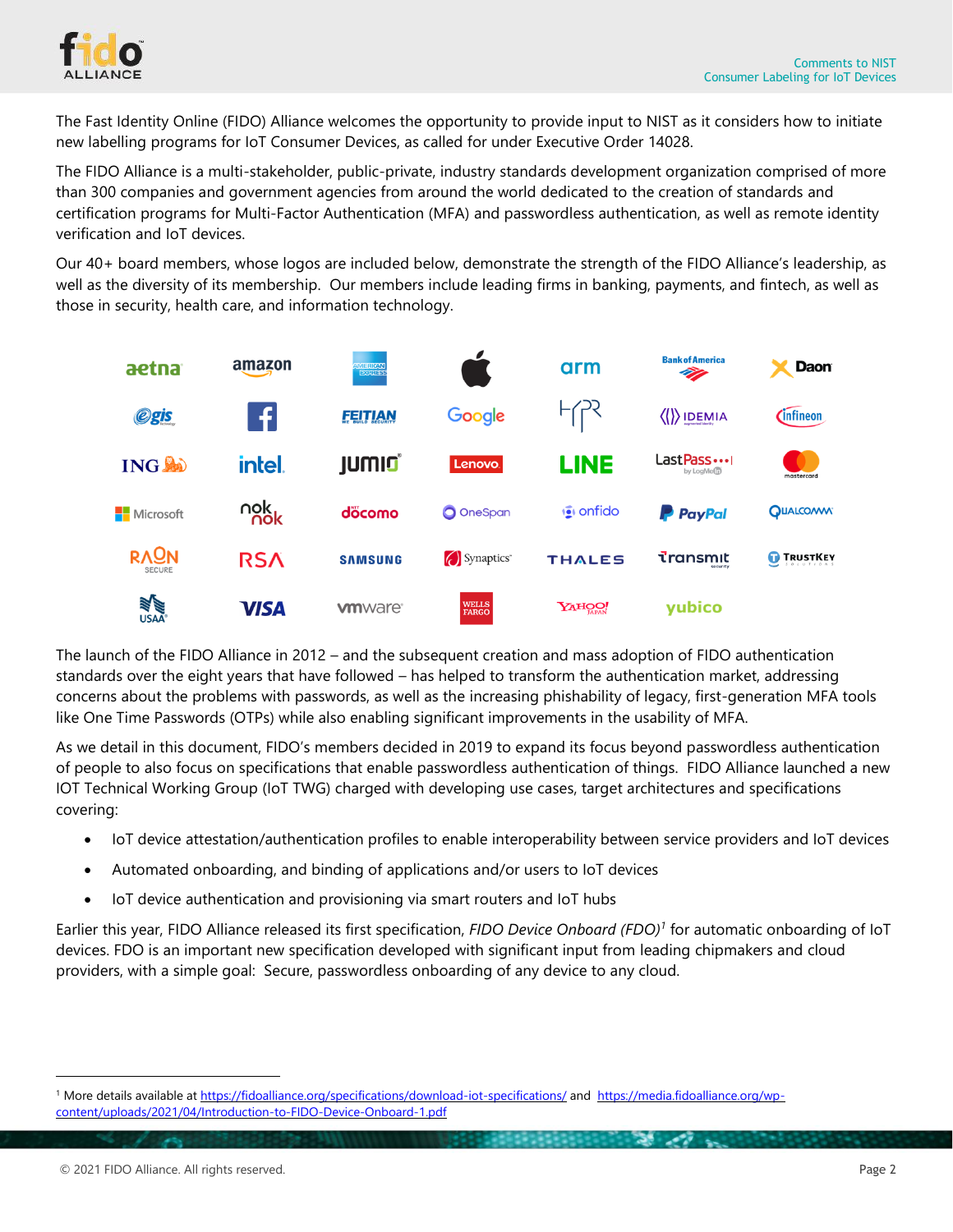The Fast Identity Online (FIDO) Alliance welcomes the opportunity to provide input to NIST as it considers how to initiate new labelling programs for IoT Consumer Devices, as called for under Executive Order 14028.

The FIDO Alliance is a multi-stakeholder, public-private, industry standards development organization comprised of more than 300 companies and government agencies from around the world dedicated to the creation of standards and certification programs for Multi-Factor Authentication (MFA) and passwordless authentication, as well as remote identity verification and IoT devices.

Our 40+ board members, whose logos are included below, demonstrate the strength of the FIDO Alliance's leadership, as well as the diversity of its membership. Our members include leading firms in banking, payments, and fintech, as well as those in security, health care, and information technology.

The launch of the FIDO Alliance in 2012 – and the subsequent creation and mass adoption of FIDO authentication standards over the eight years that have followed – has helped to transform the authentication market, addressing concerns about the problems with passwords, as well as the increasing phishability of legacy, first-generation MFA tools like One Time Passwords (OTPs) while also enabling significant improvements in the usability of MFA.

As we detail in this document, FIDO's members decided in 2019 to expand its focus beyond passwordless authentication of people to also focus on specifications that enable passwordless authentication of things. FIDO Alliance launched a new IOT Technical Working Group (IoT TWG) charged with developing use cases, target architectures and specifications covering:

- IoT device attestation/authentication profiles to enable interoperability between service providers and IoT devices
- Automated onboarding, and binding of applications and/or users to IoT devices
- IoT device authentication and provisioning via smart routers and IoT hubs

Earlier this year, FIDO Alliance released its first specification, *FIDO Device Onboard (FDO)*[1] for automatic onboarding of IoT devices. FDO is an important new specification developed with significant input from leading chipmakers and cloud providers, with a simple goal: Secure, passwordless onboarding of any device to any cloud.

[1] More details available at https://fidoalliance.org/specifications/download-iot-specifications/ and https://media.fidoalliance.org/wp-content/uploads/2021/04/Introduction-to-FIDO-Device-Onboard-1.pdf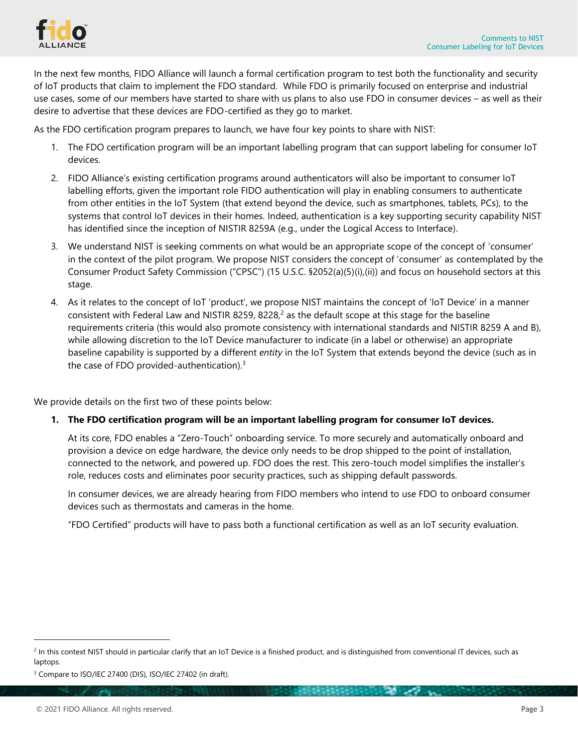In the next few months, FIDO Alliance will launch a formal certification program to test both the functionality and security of IoT products that claim to implement the FDO standard. While FDO is primarily focused on enterprise and industrial use cases, some of our members have started to share with us plans to also use FDO in consumer devices – as well as their desire to advertise that these devices are FDO-certified as they go to market.

As the FDO certification program prepares to launch, we have four key points to share with NIST:

1. The FDO certification program will be an important labelling program that can support labeling for consumer IoT devices.
2. FIDO Alliance's existing certification programs around authenticators will also be important to consumer IoT labelling efforts, given the important role FIDO authentication will play in enabling consumers to authenticate from other entities in the IoT System (that extend beyond the device, such as smartphones, tablets, PCs), to the systems that control IoT devices in their homes. Indeed, authentication is a key supporting security capability NIST has identified since the inception of NISTIR 8259A (e.g., under the Logical Access to Interface).
3. We understand NIST is seeking comments on what would be an appropriate scope of the concept of 'consumer' in the context of the pilot program. We propose NIST considers the concept of 'consumer' as contemplated by the Consumer Product Safety Commission ("CPSC") (15 U.S.C. §2052(a)(5)(i),(ii)) and focus on household sectors at this stage.
4. As it relates to the concept of IoT 'product', we propose NIST maintains the concept of 'IoT Device' in a manner consistent with Federal Law and NISTIR 8259, 8228,[2] as the default scope at this stage for the baseline requirements criteria (this would also promote consistency with international standards and NISTIR 8259 A and B), while allowing discretion to the IoT Device manufacturer to indicate (in a label or otherwise) an appropriate baseline capability is supported by a different *entity* in the IoT System that extends beyond the device (such as in the case of FDO provided-authentication).[3]

We provide details on the first two of these points below:

1. **The FDO certification program will be an important labelling program for consumer IoT devices.**

   At its core, FDO enables a "Zero-Touch" onboarding service. To more securely and automatically onboard and provision a device on edge hardware, the device only needs to be drop shipped to the point of installation, connected to the network, and powered up. FDO does the rest. This zero-touch model simplifies the installer's role, reduces costs and eliminates poor security practices, such as shipping default passwords.

   In consumer devices, we are already hearing from FIDO members who intend to use FDO to onboard consumer devices such as thermostats and cameras in the home.

   "FDO Certified" products will have to pass both a functional certification as well as an IoT security evaluation.

---

[2] In this context NIST should in particular clarify that an IoT Device is a finished product, and is distinguished from conventional IT devices, such as laptops.

[3] Compare to ISO/IEC 27400 (DIS), ISO/IEC 27402 (in draft).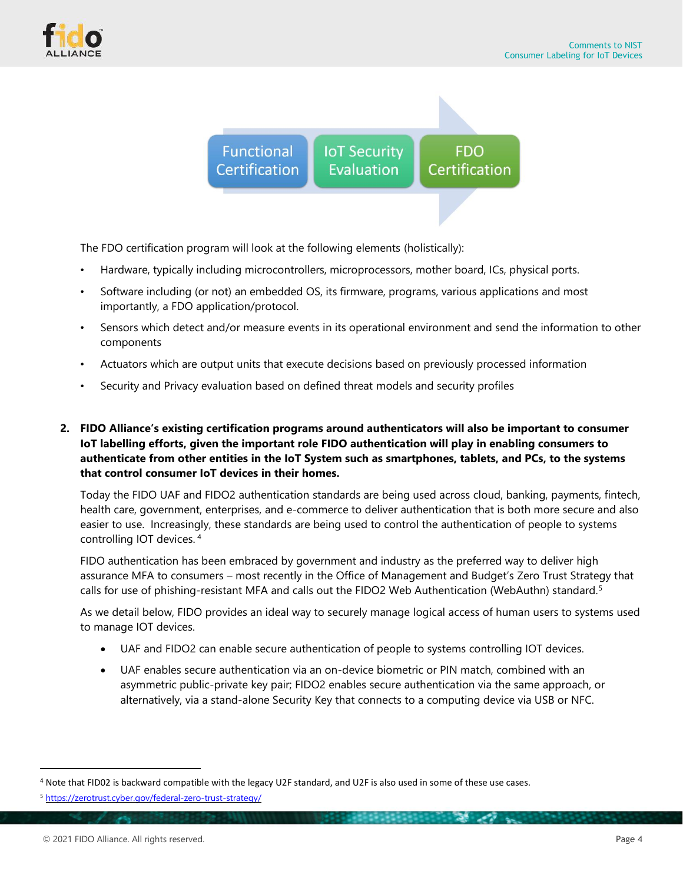Functional Certification → IoT Security Evaluation → FDO Certification

The FDO certification program will look at the following elements (holistically):

- Hardware, typically including microcontrollers, microprocessors, mother board, ICs, physical ports.
- Software including (or not) an embedded OS, its firmware, programs, various applications and most importantly, a FDO application/protocol.
- Sensors which detect and/or measure events in its operational environment and send the information to other components
- Actuators which are output units that execute decisions based on previously processed information
- Security and Privacy evaluation based on defined threat models and security profiles

2. **FIDO Alliance's existing certification programs around authenticators will also be important to consumer IoT labelling efforts, given the important role FIDO authentication will play in enabling consumers to authenticate from other entities in the IoT System such as smartphones, tablets, and PCs, to the systems that control consumer IoT devices in their homes.**

Today the FIDO UAF and FIDO2 authentication standards are being used across cloud, banking, payments, fintech, health care, government, enterprises, and e-commerce to deliver authentication that is both more secure and also easier to use. Increasingly, these standards are being used to control the authentication of people to systems controlling IOT devices. [4]

FIDO authentication has been embraced by government and industry as the preferred way to deliver high assurance MFA to consumers – most recently in the Office of Management and Budget's Zero Trust Strategy that calls for use of phishing-resistant MFA and calls out the FIDO2 Web Authentication (WebAuthn) standard.[5]

As we detail below, FIDO provides an ideal way to securely manage logical access of human users to systems used to manage IOT devices.

- UAF and FIDO2 can enable secure authentication of people to systems controlling IOT devices.
- UAF enables secure authentication via an on-device biometric or PIN match, combined with an asymmetric public-private key pair; FIDO2 enables secure authentication via the same approach, or alternatively, via a stand-alone Security Key that connects to a computing device via USB or NFC.

---

[4] Note that FID02 is backward compatible with the legacy U2F standard, and U2F is also used in some of these use cases.

[5] https://zerotrust.cyber.gov/federal-zero-trust-strategy/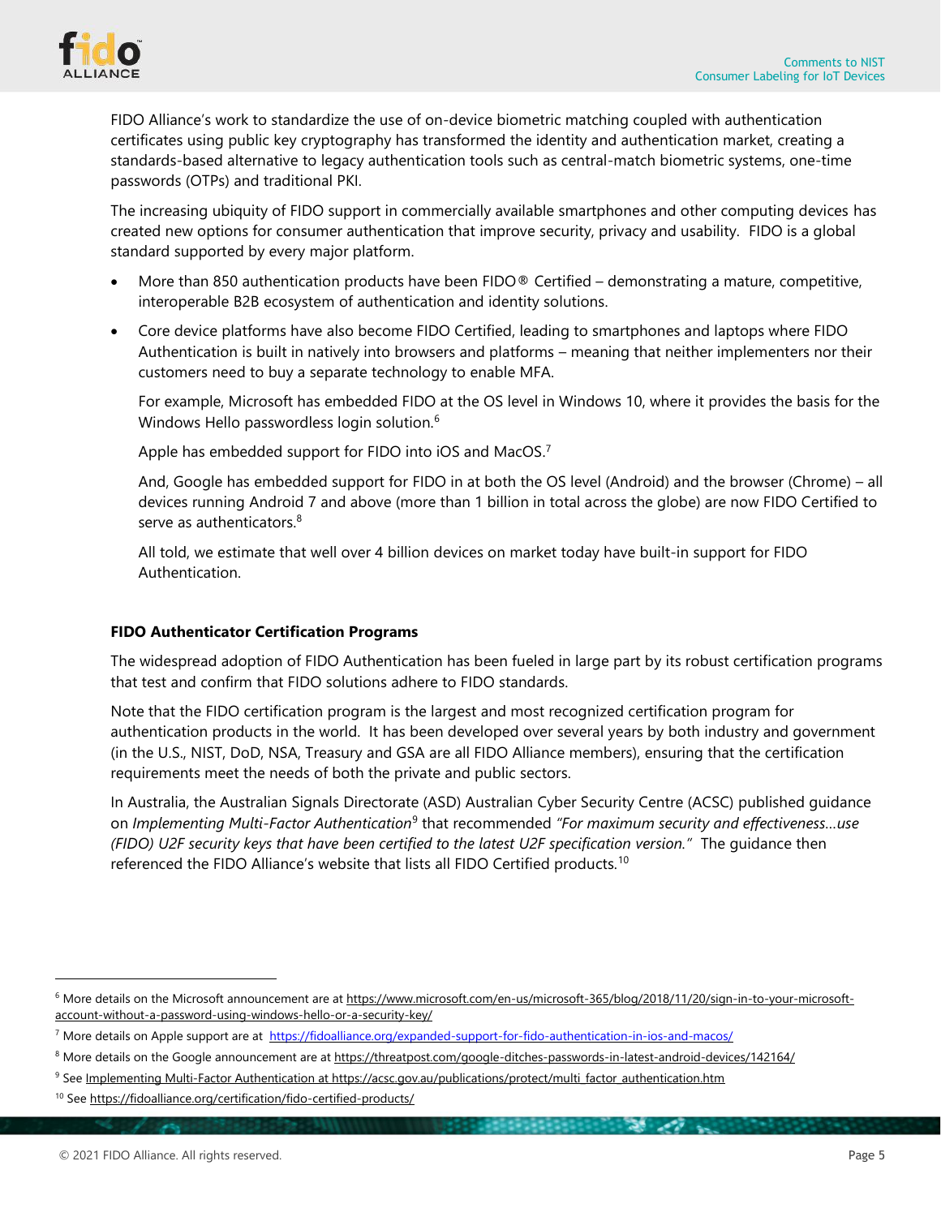FIDO Alliance's work to standardize the use of on-device biometric matching coupled with authentication certificates using public key cryptography has transformed the identity and authentication market, creating a standards-based alternative to legacy authentication tools such as central-match biometric systems, one-time passwords (OTPs) and traditional PKI.

The increasing ubiquity of FIDO support in commercially available smartphones and other computing devices has created new options for consumer authentication that improve security, privacy and usability. FIDO is a global standard supported by every major platform.

- More than 850 authentication products have been FIDO® Certified – demonstrating a mature, competitive, interoperable B2B ecosystem of authentication and identity solutions.
- Core device platforms have also become FIDO Certified, leading to smartphones and laptops where FIDO Authentication is built in natively into browsers and platforms – meaning that neither implementers nor their customers need to buy a separate technology to enable MFA.

  For example, Microsoft has embedded FIDO at the OS level in Windows 10, where it provides the basis for the Windows Hello passwordless login solution.[6]

  Apple has embedded support for FIDO into iOS and MacOS.[7]

  And, Google has embedded support for FIDO in at both the OS level (Android) and the browser (Chrome) – all devices running Android 7 and above (more than 1 billion in total across the globe) are now FIDO Certified to serve as authenticators.[8]

  All told, we estimate that well over 4 billion devices on market today have built-in support for FIDO Authentication.

**FIDO Authenticator Certification Programs**

The widespread adoption of FIDO Authentication has been fueled in large part by its robust certification programs that test and confirm that FIDO solutions adhere to FIDO standards.

Note that the FIDO certification program is the largest and most recognized certification program for authentication products in the world. It has been developed over several years by both industry and government (in the U.S., NIST, DoD, NSA, Treasury and GSA are all FIDO Alliance members), ensuring that the certification requirements meet the needs of both the private and public sectors.

In Australia, the Australian Signals Directorate (ASD) Australian Cyber Security Centre (ACSC) published guidance on *Implementing Multi-Factor Authentication*[9] that recommended *"For maximum security and effectiveness…use (FIDO) U2F security keys that have been certified to the latest U2F specification version."* The guidance then referenced the FIDO Alliance's website that lists all FIDO Certified products.[10]

---

[6] More details on the Microsoft announcement are at https://www.microsoft.com/en-us/microsoft-365/blog/2018/11/20/sign-in-to-your-microsoft-account-without-a-password-using-windows-hello-or-a-security-key/

[7] More details on Apple support are at https://fidoalliance.org/expanded-support-for-fido-authentication-in-ios-and-macos/

[8] More details on the Google announcement are at https://threatpost.com/google-ditches-passwords-in-latest-android-devices/142164/

[9] See Implementing Multi-Factor Authentication at https://acsc.gov.au/publications/protect/multi_factor_authentication.htm

[10] See https://fidoalliance.org/certification/fido-certified-products/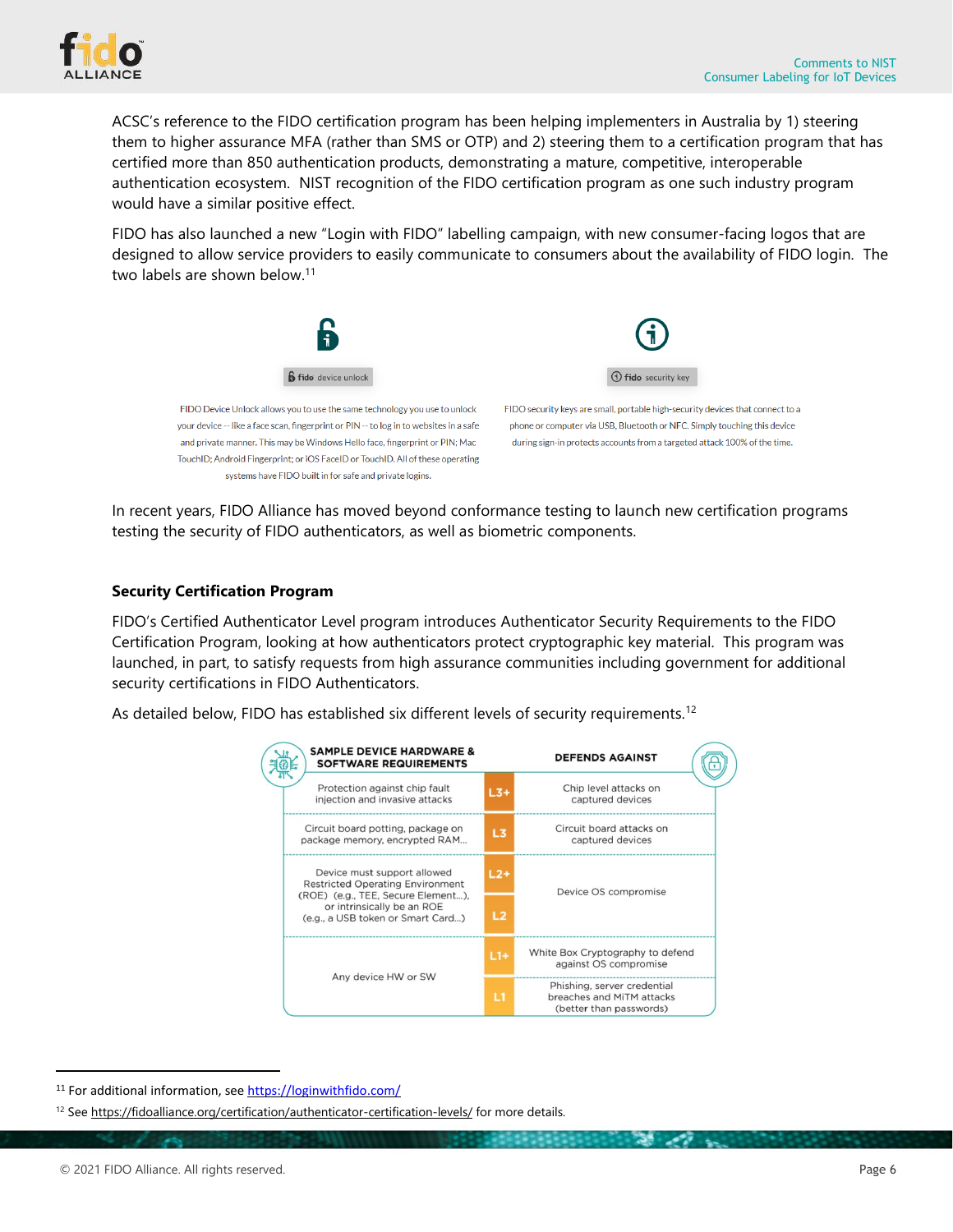ACSC's reference to the FIDO certification program has been helping implementers in Australia by 1) steering them to higher assurance MFA (rather than SMS or OTP) and 2) steering them to a certification program that has certified more than 850 authentication products, demonstrating a mature, competitive, interoperable authentication ecosystem. NIST recognition of the FIDO certification program as one such industry program would have a similar positive effect.

FIDO has also launched a new "Login with FIDO" labelling campaign, with new consumer-facing logos that are designed to allow service providers to easily communicate to consumers about the availability of FIDO login. The two labels are shown below.[11]

fido device unlock

FIDO Device Unlock allows you to use the same technology you use to unlock your device -- like a face scan, fingerprint or PIN -- to log in to websites in a safe and private manner. This may be Windows Hello face, fingerprint or PIN; Mac TouchID; Android Fingerprint; or iOS FaceID or TouchID. All of these operating systems have FIDO built in for safe and private logins.

fido security key

FIDO security keys are small, portable high-security devices that connect to a phone or computer via USB, Bluetooth or NFC. Simply touching this device during sign-in protects accounts from a targeted attack 100% of the time.

In recent years, FIDO Alliance has moved beyond conformance testing to launch new certification programs testing the security of FIDO authenticators, as well as biometric components.

### Security Certification Program

FIDO's Certified Authenticator Level program introduces Authenticator Security Requirements to the FIDO Certification Program, looking at how authenticators protect cryptographic key material. This program was launched, in part, to satisfy requests from high assurance communities including government for additional security certifications in FIDO Authenticators.

As detailed below, FIDO has established six different levels of security requirements.[12]

| SAMPLE DEVICE HARDWARE & SOFTWARE REQUIREMENTS | Level | DEFENDS AGAINST |
|---|---|---|
| Protection against chip fault injection and invasive attacks | L3+ | Chip level attacks on captured devices |
| Circuit board potting, package on package memory, encrypted RAM... | L3 | Circuit board attacks on captured devices |
| Device must support allowed Restricted Operating Environment (ROE) (e.g., TEE, Secure Element...), or intrinsically be an ROE (e.g., a USB token or Smart Card...) | L2+ | Device OS compromise |
| | L2 | |
| Any device HW or SW | L1+ | White Box Cryptography to defend against OS compromise |
| | L1 | Phishing, server credential breaches and MiTM attacks (better than passwords) |

[11] For additional information, see https://loginwithfido.com/

[12] See https://fidoalliance.org/certification/authenticator-certification-levels/ for more details.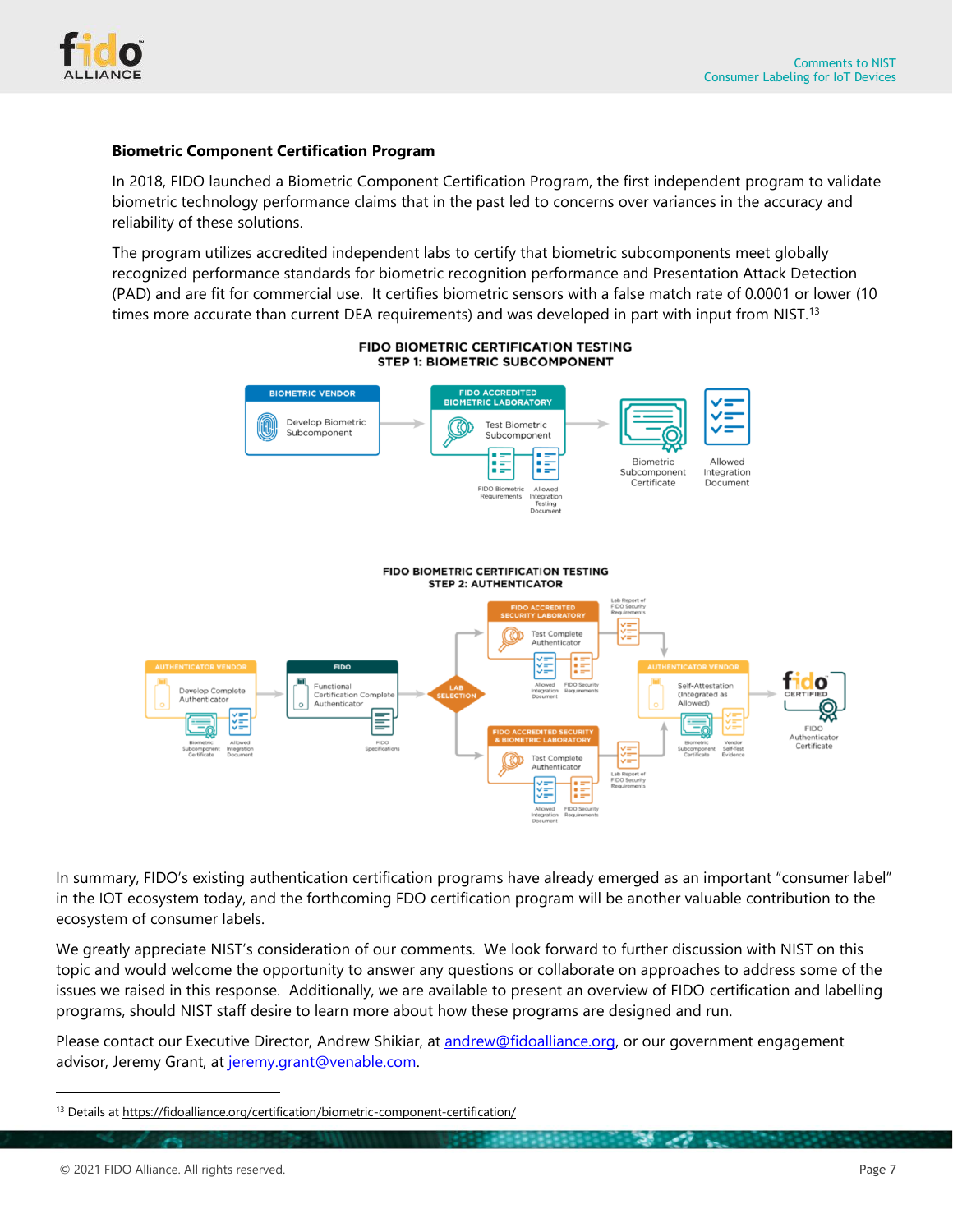### Biometric Component Certification Program

In 2018, FIDO launched a Biometric Component Certification Program, the first independent program to validate biometric technology performance claims that in the past led to concerns over variances in the accuracy and reliability of these solutions.

The program utilizes accredited independent labs to certify that biometric subcomponents meet globally recognized performance standards for biometric recognition performance and Presentation Attack Detection (PAD) and are fit for commercial use. It certifies biometric sensors with a false match rate of 0.0001 or lower (10 times more accurate than current DEA requirements) and was developed in part with input from NIST.[13]

FIDO BIOMETRIC CERTIFICATION TESTING
STEP 1: BIOMETRIC SUBCOMPONENT

BIOMETRIC VENDOR
Develop Biometric Subcomponent
FIDO ACCREDITED BIOMETRIC LABORATORY
Test Biometric Subcomponent
FIDO Biometric Requirements
Allowed Integration Testing Document
Biometric Subcomponent Certificate
Allowed Integration Document

FIDO BIOMETRIC CERTIFICATION TESTING
STEP 2: AUTHENTICATOR

AUTHENTICATOR VENDOR
Develop Complete Authenticator
Biometric Subcomponent Certificate
Allowed Integration Document
FIDO
Functional Certification Complete Authenticator
FIDO Specifications
LAB SELECTION
FIDO ACCREDITED SECURITY LABORATORY
Test Complete Authenticator
Allowed Integration Document
FIDO Security Requirements
Lab Report of FIDO Security Requirements
FIDO ACCREDITED SECURITY & BIOMETRIC LABORATORY
Test Complete Authenticator
Allowed Integration Document
FIDO Security Requirements
Lab Report of FIDO Security Requirements
AUTHENTICATOR VENDOR
Self-Attestation (Integrated as Allowed)
Biometric Subcomponent Certificate
Vendor Self-Test Evidence
fido CERTIFIED
FIDO Authenticator Certificate

In summary, FIDO's existing authentication certification programs have already emerged as an important "consumer label" in the IOT ecosystem today, and the forthcoming FDO certification program will be another valuable contribution to the ecosystem of consumer labels.

We greatly appreciate NIST's consideration of our comments. We look forward to further discussion with NIST on this topic and would welcome the opportunity to answer any questions or collaborate on approaches to address some of the issues we raised in this response. Additionally, we are available to present an overview of FIDO certification and labelling programs, should NIST staff desire to learn more about how these programs are designed and run.

Please contact our Executive Director, Andrew Shikiar, at andrew@fidoalliance.org, or our government engagement advisor, Jeremy Grant, at jeremy.grant@venable.com.

[13] Details at https://fidoalliance.org/certification/biometric-component-certification/